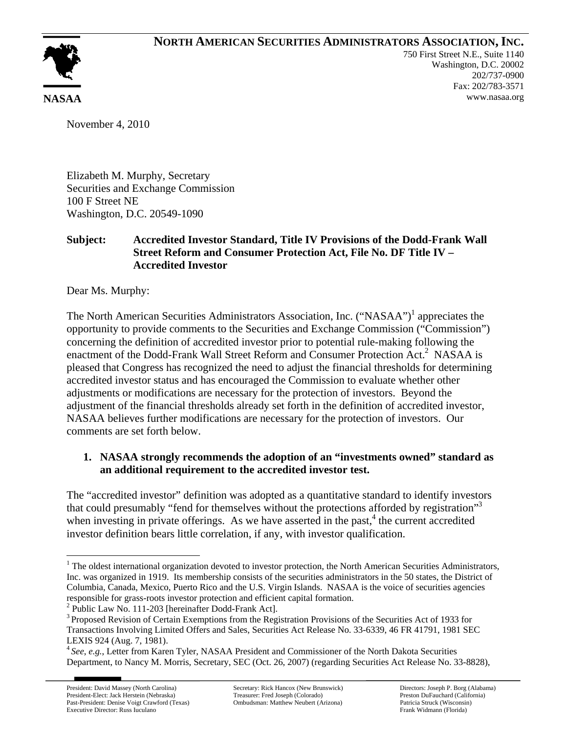# NORTH AMERICAN SECURITIES ADMINISTRATORS ASSOCIATION, INC.

NASAA

750 First Street N.E., Suite 1140
Washington, D.C. 20002
202/737-0900
Fax: 202/783-3571
www.nasaa.org

November 4, 2010

Elizabeth M. Murphy, Secretary
Securities and Exchange Commission
100 F Street NE
Washington, D.C. 20549-1090

**Subject: Accredited Investor Standard, Title IV Provisions of the Dodd-Frank Wall Street Reform and Consumer Protection Act, File No. DF Title IV – Accredited Investor**

Dear Ms. Murphy:

The North American Securities Administrators Association, Inc. ("NASAA")[1] appreciates the opportunity to provide comments to the Securities and Exchange Commission ("Commission") concerning the definition of accredited investor prior to potential rule-making following the enactment of the Dodd-Frank Wall Street Reform and Consumer Protection Act.[2] NASAA is pleased that Congress has recognized the need to adjust the financial thresholds for determining accredited investor status and has encouraged the Commission to evaluate whether other adjustments or modifications are necessary for the protection of investors. Beyond the adjustment of the financial thresholds already set forth in the definition of accredited investor, NASAA believes further modifications are necessary for the protection of investors. Our comments are set forth below.

**1. NASAA strongly recommends the adoption of an "investments owned" standard as an additional requirement to the accredited investor test.**

The "accredited investor" definition was adopted as a quantitative standard to identify investors that could presumably "fend for themselves without the protections afforded by registration"[3] when investing in private offerings. As we have asserted in the past,[4] the current accredited investor definition bears little correlation, if any, with investor qualification.

---

[1] The oldest international organization devoted to investor protection, the North American Securities Administrators, Inc. was organized in 1919. Its membership consists of the securities administrators in the 50 states, the District of Columbia, Canada, Mexico, Puerto Rico and the U.S. Virgin Islands. NASAA is the voice of securities agencies responsible for grass-roots investor protection and efficient capital formation.

[2] Public Law No. 111-203 [hereinafter Dodd-Frank Act].

[3] Proposed Revision of Certain Exemptions from the Registration Provisions of the Securities Act of 1933 for Transactions Involving Limited Offers and Sales, Securities Act Release No. 33-6339, 46 FR 41791, 1981 SEC LEXIS 924 (Aug. 7, 1981).

[4] *See*, *e.g.*, Letter from Karen Tyler, NASAA President and Commissioner of the North Dakota Securities Department, to Nancy M. Morris, Secretary, SEC (Oct. 26, 2007) (regarding Securities Act Release No. 33-8828),

President: David Massey (North Carolina)
President-Elect: Jack Herstein (Nebraska)
Past-President: Denise Voigt Crawford (Texas)
Executive Director: Russ Iuculano

Secretary: Rick Hancox (New Brunswick)
Treasurer: Fred Joseph (Colorado)
Ombudsman: Matthew Neubert (Arizona)

Directors: Joseph P. Borg (Alabama)
Preston DuFauchard (California)
Patricia Struck (Wisconsin)
Frank Widmann (Florida)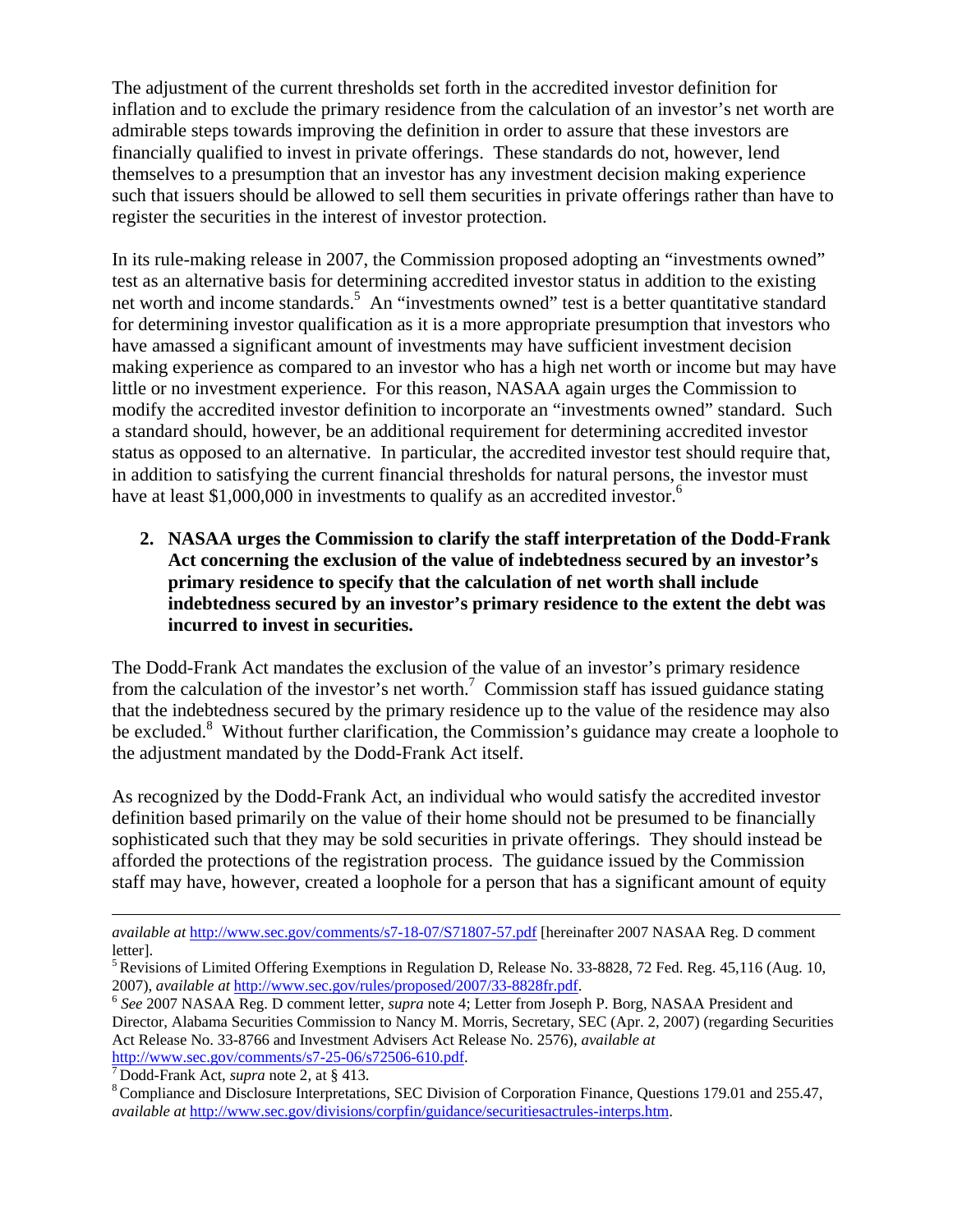The adjustment of the current thresholds set forth in the accredited investor definition for inflation and to exclude the primary residence from the calculation of an investor's net worth are admirable steps towards improving the definition in order to assure that these investors are financially qualified to invest in private offerings. These standards do not, however, lend themselves to a presumption that an investor has any investment decision making experience such that issuers should be allowed to sell them securities in private offerings rather than have to register the securities in the interest of investor protection.

In its rule-making release in 2007, the Commission proposed adopting an "investments owned" test as an alternative basis for determining accredited investor status in addition to the existing net worth and income standards.[5] An "investments owned" test is a better quantitative standard for determining investor qualification as it is a more appropriate presumption that investors who have amassed a significant amount of investments may have sufficient investment decision making experience as compared to an investor who has a high net worth or income but may have little or no investment experience. For this reason, NASAA again urges the Commission to modify the accredited investor definition to incorporate an "investments owned" standard. Such a standard should, however, be an additional requirement for determining accredited investor status as opposed to an alternative. In particular, the accredited investor test should require that, in addition to satisfying the current financial thresholds for natural persons, the investor must have at least $1,000,000 in investments to qualify as an accredited investor.[6]

**2. NASAA urges the Commission to clarify the staff interpretation of the Dodd-Frank Act concerning the exclusion of the value of indebtedness secured by an investor's primary residence to specify that the calculation of net worth shall include indebtedness secured by an investor's primary residence to the extent the debt was incurred to invest in securities.**

The Dodd-Frank Act mandates the exclusion of the value of an investor's primary residence from the calculation of the investor's net worth.[7] Commission staff has issued guidance stating that the indebtedness secured by the primary residence up to the value of the residence may also be excluded.[8] Without further clarification, the Commission's guidance may create a loophole to the adjustment mandated by the Dodd-Frank Act itself.

As recognized by the Dodd-Frank Act, an individual who would satisfy the accredited investor definition based primarily on the value of their home should not be presumed to be financially sophisticated such that they may be sold securities in private offerings. They should instead be afforded the protections of the registration process. The guidance issued by the Commission staff may have, however, created a loophole for a person that has a significant amount of equity

---

*available at* http://www.sec.gov/comments/s7-18-07/S71807-57.pdf [hereinafter 2007 NASAA Reg. D comment letter].

[5] Revisions of Limited Offering Exemptions in Regulation D, Release No. 33-8828, 72 Fed. Reg. 45,116 (Aug. 10, 2007), *available at* http://www.sec.gov/rules/proposed/2007/33-8828fr.pdf.

[6] *See* 2007 NASAA Reg. D comment letter, *supra* note 4; Letter from Joseph P. Borg, NASAA President and Director, Alabama Securities Commission to Nancy M. Morris, Secretary, SEC (Apr. 2, 2007) (regarding Securities Act Release No. 33-8766 and Investment Advisers Act Release No. 2576), *available at* http://www.sec.gov/comments/s7-25-06/s72506-610.pdf.

[7] Dodd-Frank Act, *supra* note 2, at § 413.

[8] Compliance and Disclosure Interpretations, SEC Division of Corporation Finance, Questions 179.01 and 255.47, *available at* http://www.sec.gov/divisions/corpfin/guidance/securitiesactrules-interps.htm.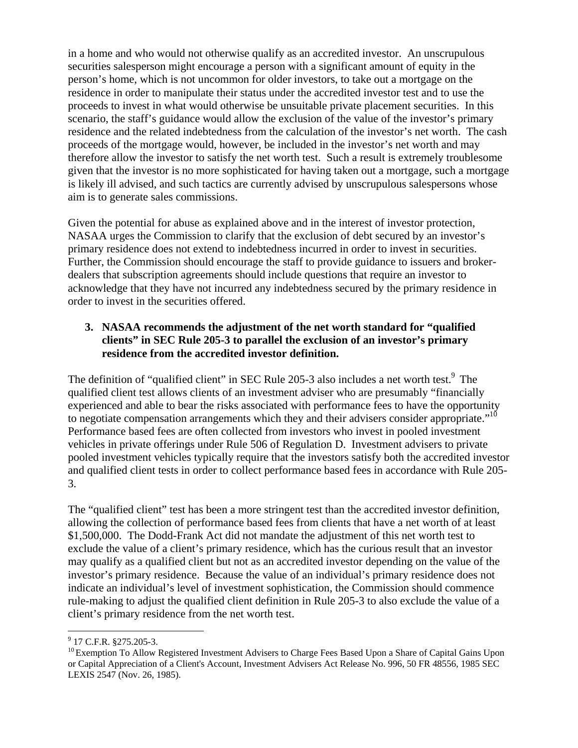in a home and who would not otherwise qualify as an accredited investor. An unscrupulous securities salesperson might encourage a person with a significant amount of equity in the person's home, which is not uncommon for older investors, to take out a mortgage on the residence in order to manipulate their status under the accredited investor test and to use the proceeds to invest in what would otherwise be unsuitable private placement securities. In this scenario, the staff's guidance would allow the exclusion of the value of the investor's primary residence and the related indebtedness from the calculation of the investor's net worth. The cash proceeds of the mortgage would, however, be included in the investor's net worth and may therefore allow the investor to satisfy the net worth test. Such a result is extremely troublesome given that the investor is no more sophisticated for having taken out a mortgage, such a mortgage is likely ill advised, and such tactics are currently advised by unscrupulous salespersons whose aim is to generate sales commissions.

Given the potential for abuse as explained above and in the interest of investor protection, NASAA urges the Commission to clarify that the exclusion of debt secured by an investor's primary residence does not extend to indebtedness incurred in order to invest in securities. Further, the Commission should encourage the staff to provide guidance to issuers and broker-dealers that subscription agreements should include questions that require an investor to acknowledge that they have not incurred any indebtedness secured by the primary residence in order to invest in the securities offered.

**3. NASAA recommends the adjustment of the net worth standard for "qualified clients" in SEC Rule 205-3 to parallel the exclusion of an investor's primary residence from the accredited investor definition.**

The definition of "qualified client" in SEC Rule 205-3 also includes a net worth test.[9] The qualified client test allows clients of an investment adviser who are presumably "financially experienced and able to bear the risks associated with performance fees to have the opportunity to negotiate compensation arrangements which they and their advisers consider appropriate."[10] Performance based fees are often collected from investors who invest in pooled investment vehicles in private offerings under Rule 506 of Regulation D. Investment advisers to private pooled investment vehicles typically require that the investors satisfy both the accredited investor and qualified client tests in order to collect performance based fees in accordance with Rule 205-3.

The "qualified client" test has been a more stringent test than the accredited investor definition, allowing the collection of performance based fees from clients that have a net worth of at least $1,500,000. The Dodd-Frank Act did not mandate the adjustment of this net worth test to exclude the value of a client's primary residence, which has the curious result that an investor may qualify as a qualified client but not as an accredited investor depending on the value of the investor's primary residence. Because the value of an individual's primary residence does not indicate an individual's level of investment sophistication, the Commission should commence rule-making to adjust the qualified client definition in Rule 205-3 to also exclude the value of a client's primary residence from the net worth test.

[9] 17 C.F.R. §275.205-3.

[10] Exemption To Allow Registered Investment Advisers to Charge Fees Based Upon a Share of Capital Gains Upon or Capital Appreciation of a Client's Account, Investment Advisers Act Release No. 996, 50 FR 48556, 1985 SEC LEXIS 2547 (Nov. 26, 1985).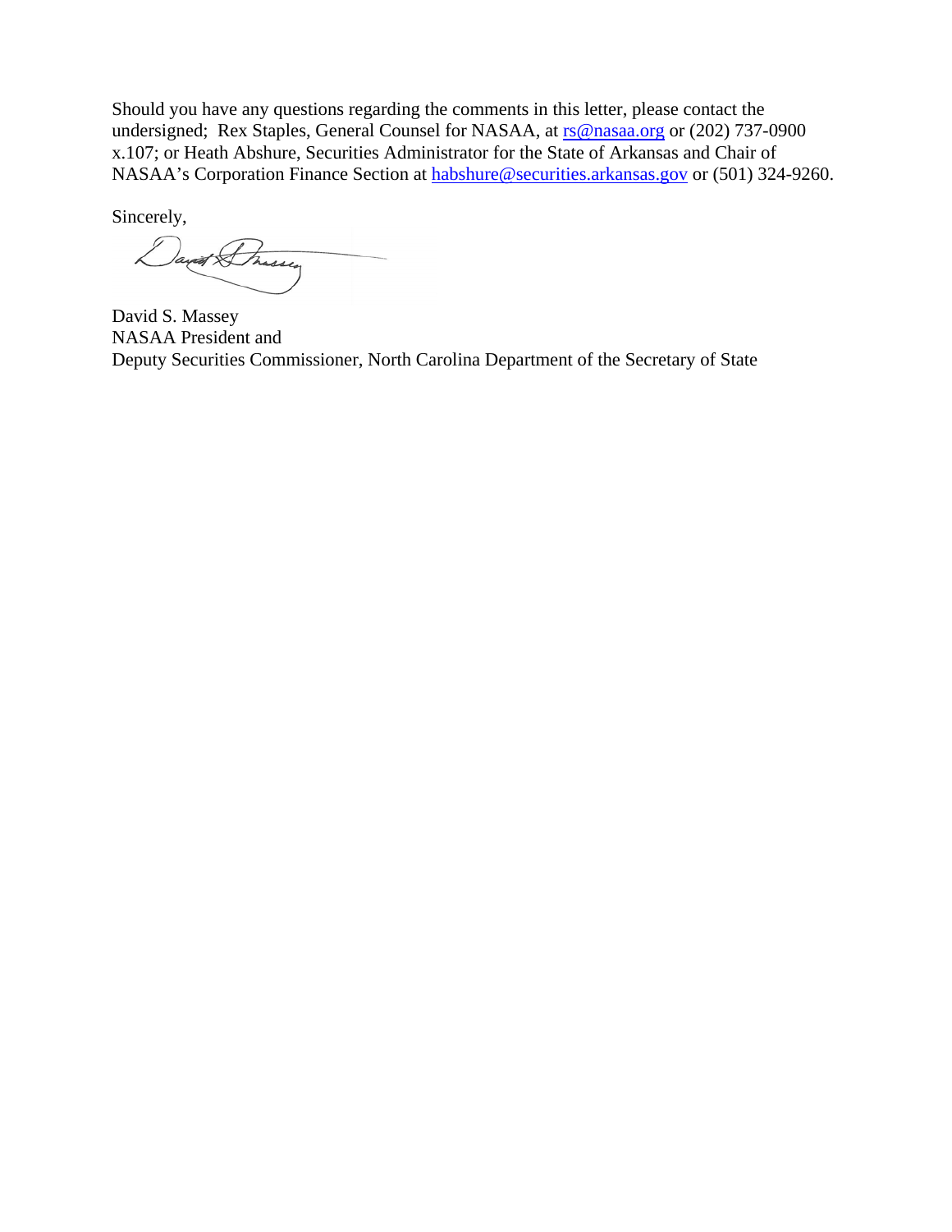Should you have any questions regarding the comments in this letter, please contact the undersigned; Rex Staples, General Counsel for NASAA, at rs@nasaa.org or (202) 737-0900 x.107; or Heath Abshure, Securities Administrator for the State of Arkansas and Chair of NASAA's Corporation Finance Section at habshure@securities.arkansas.gov or (501) 324-9260.

Sincerely,

David S. Massey  
NASAA President and  
Deputy Securities Commissioner, North Carolina Department of the Secretary of State